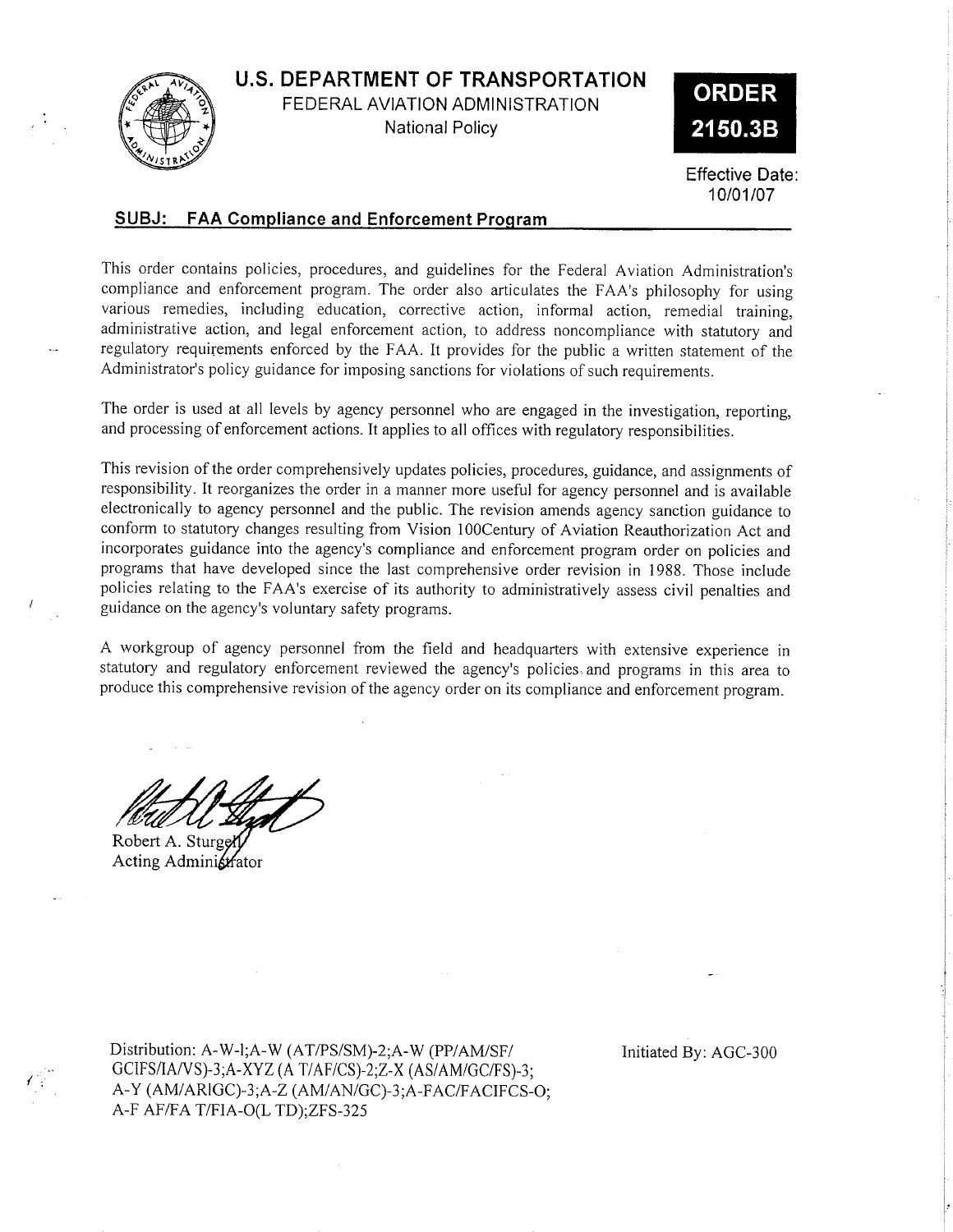# U.S. DEPARTMENT OF TRANSPORTATION

FEDERAL AVIATION ADMINISTRATION

National Policy

**ORDER 2150.3B**

Effective Date: 10/01/07

## SUBJ: FAA Compliance and Enforcement Program

This order contains policies, procedures, and guidelines for the Federal Aviation Administration's compliance and enforcement program. The order also articulates the FAA's philosophy for using various remedies, including education, corrective action, informal action, remedial training, administrative action, and legal enforcement action, to address noncompliance with statutory and regulatory requirements enforced by the FAA. It provides for the public a written statement of the Administrator's policy guidance for imposing sanctions for violations of such requirements.

The order is used at all levels by agency personnel who are engaged in the investigation, reporting, and processing of enforcement actions. It applies to all offices with regulatory responsibilities.

This revision of the order comprehensively updates policies, procedures, guidance, and assignments of responsibility. It reorganizes the order in a manner more useful for agency personnel and is available electronically to agency personnel and the public. The revision amends agency sanction guidance to conform to statutory changes resulting from Vision 100Century of Aviation Reauthorization Act and incorporates guidance into the agency's compliance and enforcement program order on policies and programs that have developed since the last comprehensive order revision in 1988. Those include policies relating to the FAA's exercise of its authority to administratively assess civil penalties and guidance on the agency's voluntary safety programs.

A workgroup of agency personnel from the field and headquarters with extensive experience in statutory and regulatory enforcement reviewed the agency's policies and programs in this area to produce this comprehensive revision of the agency order on its compliance and enforcement program.

Robert A. Sturgell
Acting Administrator

Distribution: A-W-l;A-W (AT/PS/SM)-2;A-W (PP/AM/SF/GCIFS/IA/VS)-3;A-XYZ (A T/AF/CS)-2;Z-X (AS/AM/GC/FS)-3;A-Y (AM/ARlGC)-3;A-Z (AM/AN/GC)-3;A-FAC/FACIFCS-O;A-F AF/FA T/FIA-O(L TD);ZFS-325

Initiated By: AGC-300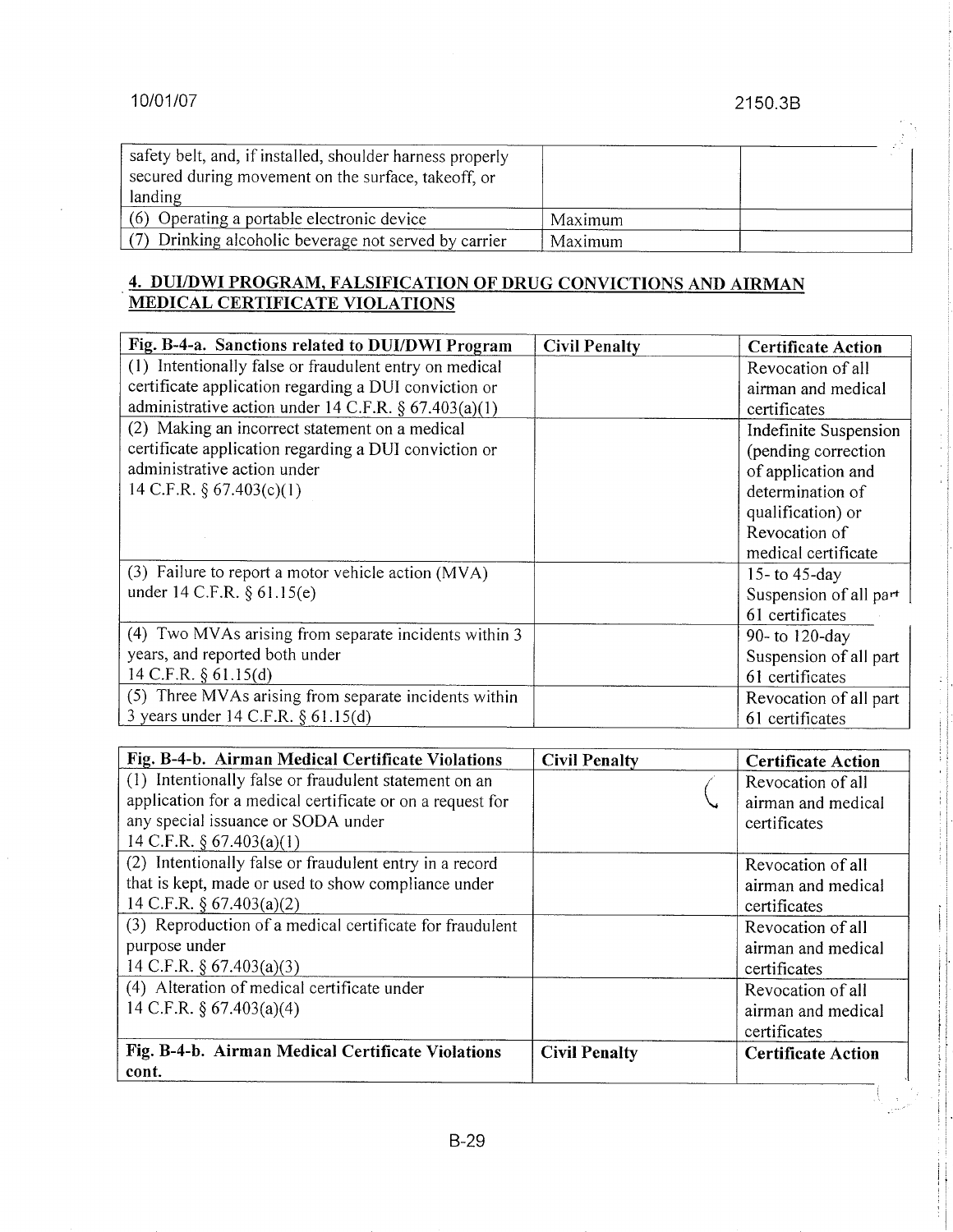| | | |
|---|---|---|
| safety belt, and, if installed, shoulder harness properly secured during movement on the surface, takeoff, or landing | | |
| (6) Operating a portable electronic device | Maximum | |
| (7) Drinking alcoholic beverage not served by carrier | Maximum | |

## 4. DUI/DWI PROGRAM, FALSIFICATION OF DRUG CONVICTIONS AND AIRMAN MEDICAL CERTIFICATE VIOLATIONS

| Fig. B-4-a. Sanctions related to DUI/DWI Program | Civil Penalty | Certificate Action |
|---|---|---|
| (1) Intentionally false or fraudulent entry on medical certificate application regarding a DUI conviction or administrative action under 14 C.F.R. § 67.403(a)(1) | | Revocation of all airman and medical certificates |
| (2) Making an incorrect statement on a medical certificate application regarding a DUI conviction or administrative action under 14 C.F.R. § 67.403(c)(1) | | Indefinite Suspension (pending correction of application and determination of qualification) or Revocation of medical certificate |
| (3) Failure to report a motor vehicle action (MVA) under 14 C.F.R. § 61.15(e) | | 15- to 45-day Suspension of all part 61 certificates |
| (4) Two MVAs arising from separate incidents within 3 years, and reported both under 14 C.F.R. § 61.15(d) | | 90- to 120-day Suspension of all part 61 certificates |
| (5) Three MVAs arising from separate incidents within 3 years under 14 C.F.R. § 61.15(d) | | Revocation of all part 61 certificates |

| Fig. B-4-b. Airman Medical Certificate Violations | Civil Penalty | Certificate Action |
|---|---|---|
| (1) Intentionally false or fraudulent statement on an application for a medical certificate or on a request for any special issuance or SODA under 14 C.F.R. § 67.403(a)(1) | | Revocation of all airman and medical certificates |
| (2) Intentionally false or fraudulent entry in a record that is kept, made or used to show compliance under 14 C.F.R. § 67.403(a)(2) | | Revocation of all airman and medical certificates |
| (3) Reproduction of a medical certificate for fraudulent purpose under 14 C.F.R. § 67.403(a)(3) | | Revocation of all airman and medical certificates |
| (4) Alteration of medical certificate under 14 C.F.R. § 67.403(a)(4) | | Revocation of all airman and medical certificates |
| **Fig. B-4-b. Airman Medical Certificate Violations cont.** | **Civil Penalty** | **Certificate Action** |